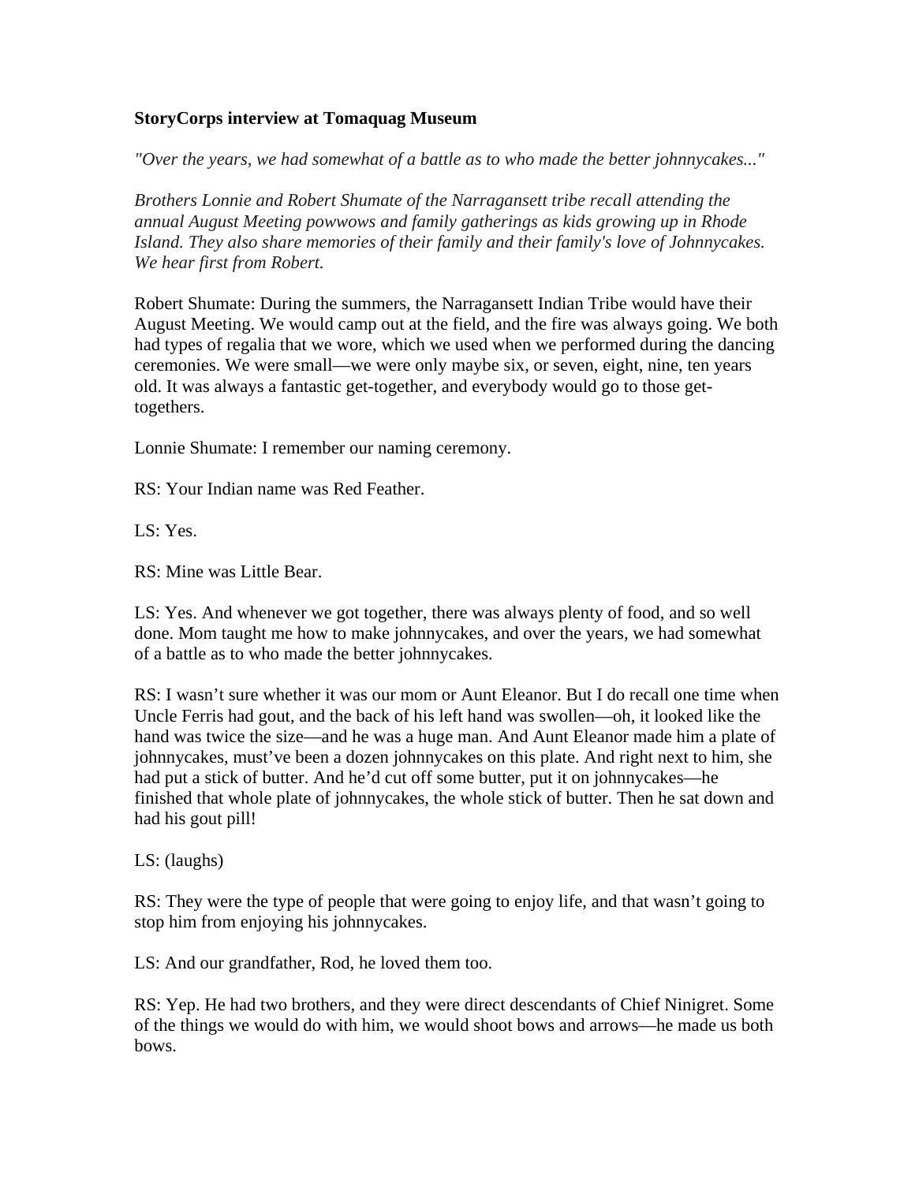**StoryCorps interview at Tomaquag Museum**

*"Over the years, we had somewhat of a battle as to who made the better johnnycakes..."*

*Brothers Lonnie and Robert Shumate of the Narragansett tribe recall attending the annual August Meeting powwows and family gatherings as kids growing up in Rhode Island. They also share memories of their family and their family's love of Johnnycakes. We hear first from Robert.*

Robert Shumate: During the summers, the Narragansett Indian Tribe would have their August Meeting. We would camp out at the field, and the fire was always going. We both had types of regalia that we wore, which we used when we performed during the dancing ceremonies. We were small—we were only maybe six, or seven, eight, nine, ten years old. It was always a fantastic get-together, and everybody would go to those get-togethers.

Lonnie Shumate: I remember our naming ceremony.

RS: Your Indian name was Red Feather.

LS: Yes.

RS: Mine was Little Bear.

LS: Yes. And whenever we got together, there was always plenty of food, and so well done. Mom taught me how to make johnnycakes, and over the years, we had somewhat of a battle as to who made the better johnnycakes.

RS: I wasn't sure whether it was our mom or Aunt Eleanor. But I do recall one time when Uncle Ferris had gout, and the back of his left hand was swollen—oh, it looked like the hand was twice the size—and he was a huge man. And Aunt Eleanor made him a plate of johnnycakes, must've been a dozen johnnycakes on this plate. And right next to him, she had put a stick of butter. And he'd cut off some butter, put it on johnnycakes—he finished that whole plate of johnnycakes, the whole stick of butter. Then he sat down and had his gout pill!

LS: (laughs)

RS: They were the type of people that were going to enjoy life, and that wasn't going to stop him from enjoying his johnnycakes.

LS: And our grandfather, Rod, he loved them too.

RS: Yep. He had two brothers, and they were direct descendants of Chief Ninigret. Some of the things we would do with him, we would shoot bows and arrows—he made us both bows.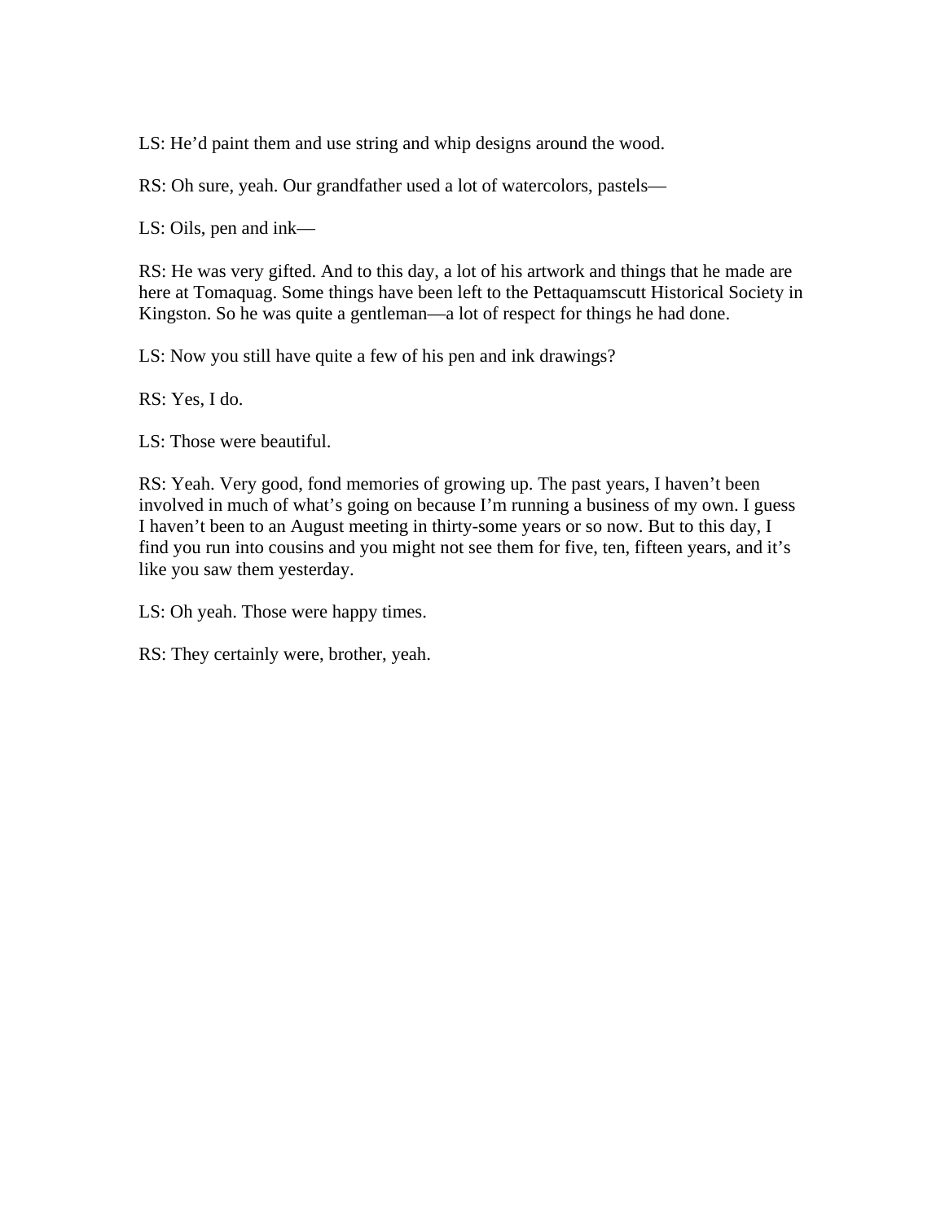LS: He'd paint them and use string and whip designs around the wood.

RS: Oh sure, yeah. Our grandfather used a lot of watercolors, pastels—

LS: Oils, pen and ink—

RS: He was very gifted. And to this day, a lot of his artwork and things that he made are here at Tomaquag. Some things have been left to the Pettaquamscutt Historical Society in Kingston. So he was quite a gentleman—a lot of respect for things he had done.

LS: Now you still have quite a few of his pen and ink drawings?

RS: Yes, I do.

LS: Those were beautiful.

RS: Yeah. Very good, fond memories of growing up. The past years, I haven't been involved in much of what's going on because I'm running a business of my own. I guess I haven't been to an August meeting in thirty-some years or so now. But to this day, I find you run into cousins and you might not see them for five, ten, fifteen years, and it's like you saw them yesterday.

LS: Oh yeah. Those were happy times.

RS: They certainly were, brother, yeah.